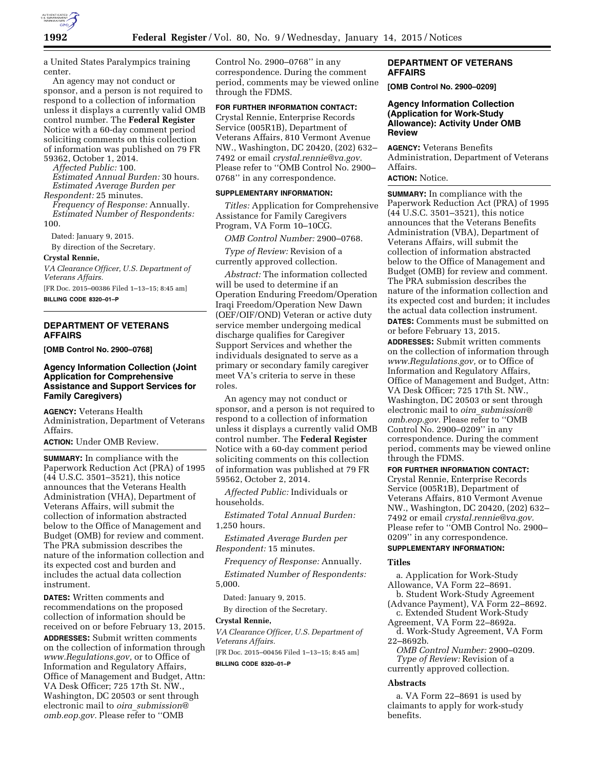a United States Paralympics training center.

An agency may not conduct or sponsor, and a person is not required to respond to a collection of information unless it displays a currently valid OMB control number. The **Federal Register** Notice with a 60-day comment period soliciting comments on this collection of information was published on 79 FR 59362, October 1, 2014.

*Affected Public:* 100.

*Estimated Annual Burden:* 30 hours.

*Estimated Average Burden per Respondent:* 25 minutes.

*Frequency of Response:* Annually.

*Estimated Number of Respondents:* 100.

Dated: January 9, 2015.

By direction of the Secretary.

**Crystal Rennie,**

*VA Clearance Officer, U.S. Department of Veterans Affairs.*

[FR Doc. 2015–00386 Filed 1–13–15; 8:45 am]

**BILLING CODE 8320–01–P**

## DEPARTMENT OF VETERANS AFFAIRS

**[OMB Control No. 2900–0768]**

### Agency Information Collection (Joint Application for Comprehensive Assistance and Support Services for Family Caregivers)

**AGENCY:** Veterans Health Administration, Department of Veterans Affairs.

**ACTION:** Under OMB Review.

**SUMMARY:** In compliance with the Paperwork Reduction Act (PRA) of 1995 (44 U.S.C. 3501–3521), this notice announces that the Veterans Health Administration (VHA), Department of Veterans Affairs, will submit the collection of information abstracted below to the Office of Management and Budget (OMB) for review and comment. The PRA submission describes the nature of the information collection and its expected cost and burden and includes the actual data collection instrument.

**DATES:** Written comments and recommendations on the proposed collection of information should be received on or before February 13, 2015.

**ADDRESSES:** Submit written comments on the collection of information through *www.Regulations.gov,* or to Office of Information and Regulatory Affairs, Office of Management and Budget, Attn: VA Desk Officer; 725 17th St. NW., Washington, DC 20503 or sent through electronic mail to *oira_submission@omb.eop.gov.* Please refer to ''OMB Control No. 2900–0768'' in any correspondence. During the comment period, comments may be viewed online through the FDMS.

**FOR FURTHER INFORMATION CONTACT:** Crystal Rennie, Enterprise Records Service (005R1B), Department of Veterans Affairs, 810 Vermont Avenue NW., Washington, DC 20420, (202) 632–7492 or email *crystal.rennie@va.gov.* Please refer to ''OMB Control No. 2900–0768'' in any correspondence.

**SUPPLEMENTARY INFORMATION:**

*Titles:* Application for Comprehensive Assistance for Family Caregivers Program, VA Form 10–10CG.

*OMB Control Number:* 2900–0768.

*Type of Review:* Revision of a currently approved collection.

*Abstract:* The information collected will be used to determine if an Operation Enduring Freedom/Operation Iraqi Freedom/Operation New Dawn (OEF/OIF/OND) Veteran or active duty service member undergoing medical discharge qualifies for Caregiver Support Services and whether the individuals designated to serve as a primary or secondary family caregiver meet VA's criteria to serve in these roles.

An agency may not conduct or sponsor, and a person is not required to respond to a collection of information unless it displays a currently valid OMB control number. The **Federal Register** Notice with a 60-day comment period soliciting comments on this collection of information was published at 79 FR 59562, October 2, 2014.

*Affected Public:* Individuals or households.

*Estimated Total Annual Burden:* 1,250 hours.

*Estimated Average Burden per Respondent:* 15 minutes.

*Frequency of Response:* Annually.

*Estimated Number of Respondents:* 5,000.

Dated: January 9, 2015.

By direction of the Secretary.

**Crystal Rennie,**

*VA Clearance Officer, U.S. Department of Veterans Affairs.*

[FR Doc. 2015–00456 Filed 1–13–15; 8:45 am]

**BILLING CODE 8320–01–P**

## DEPARTMENT OF VETERANS AFFAIRS

**[OMB Control No. 2900–0209]**

### Agency Information Collection (Application for Work-Study Allowance): Activity Under OMB Review

**AGENCY:** Veterans Benefits Administration, Department of Veterans Affairs.

**ACTION:** Notice.

**SUMMARY:** In compliance with the Paperwork Reduction Act (PRA) of 1995 (44 U.S.C. 3501–3521), this notice announces that the Veterans Benefits Administration (VBA), Department of Veterans Affairs, will submit the collection of information abstracted below to the Office of Management and Budget (OMB) for review and comment. The PRA submission describes the nature of the information collection and its expected cost and burden; it includes the actual data collection instrument.

**DATES:** Comments must be submitted on or before February 13, 2015.

**ADDRESSES:** Submit written comments on the collection of information through *www.Regulations.gov,* or to Office of Information and Regulatory Affairs, Office of Management and Budget, Attn: VA Desk Officer; 725 17th St. NW., Washington, DC 20503 or sent through electronic mail to *oira_submission@omb.eop.gov.* Please refer to ''OMB Control No. 2900–0209'' in any correspondence. During the comment period, comments may be viewed online through the FDMS.

**FOR FURTHER INFORMATION CONTACT:** Crystal Rennie, Enterprise Records Service (005R1B), Department of Veterans Affairs, 810 Vermont Avenue NW., Washington, DC 20420, (202) 632–7492 or email *crystal.rennie@va.gov.* Please refer to ''OMB Control No. 2900–0209'' in any correspondence.

**SUPPLEMENTARY INFORMATION:**

#### Titles

a. Application for Work-Study Allowance, VA Form 22–8691.

b. Student Work-Study Agreement (Advance Payment), VA Form 22–8692.

c. Extended Student Work-Study Agreement, VA Form 22–8692a.

d. Work-Study Agreement, VA Form 22–8692b.

*OMB Control Number:* 2900–0209.

*Type of Review:* Revision of a currently approved collection.

#### Abstracts

a. VA Form 22–8691 is used by claimants to apply for work-study benefits.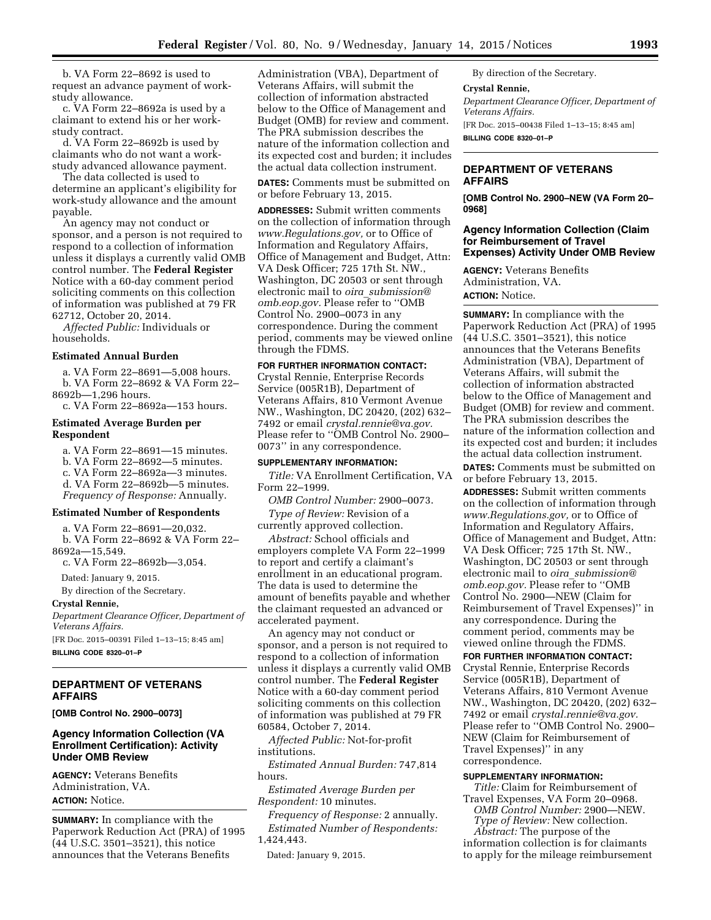b. VA Form 22–8692 is used to request an advance payment of work-study allowance.

c. VA Form 22–8692a is used by a claimant to extend his or her work-study contract.

d. VA Form 22–8692b is used by claimants who do not want a work-study advanced allowance payment.

The data collected is used to determine an applicant's eligibility for work-study allowance and the amount payable.

An agency may not conduct or sponsor, and a person is not required to respond to a collection of information unless it displays a currently valid OMB control number. The **Federal Register** Notice with a 60-day comment period soliciting comments on this collection of information was published at 79 FR 62712, October 20, 2014.

*Affected Public:* Individuals or households.

**Estimated Annual Burden**

a. VA Form 22–8691—5,008 hours.
b. VA Form 22–8692 & VA Form 22–8692b—1,296 hours.
c. VA Form 22–8692a—153 hours.

**Estimated Average Burden per Respondent**

a. VA Form 22–8691—15 minutes.
b. VA Form 22–8692—5 minutes.
c. VA Form 22–8692a—3 minutes.
d. VA Form 22–8692b—5 minutes.
*Frequency of Response:* Annually.

**Estimated Number of Respondents**

a. VA Form 22–8691—20,032.
b. VA Form 22–8692 & VA Form 22–8692a—15,549.
c. VA Form 22–8692b—3,054.

Dated: January 9, 2015.

By direction of the Secretary.

**Crystal Rennie,**

*Department Clearance Officer, Department of Veterans Affairs.*

[FR Doc. 2015–00391 Filed 1–13–15; 8:45 am]

**BILLING CODE 8320–01–P**

## DEPARTMENT OF VETERANS AFFAIRS

**[OMB Control No. 2900–0073]**

### Agency Information Collection (VA Enrollment Certification): Activity Under OMB Review

**AGENCY:** Veterans Benefits Administration, VA.

**ACTION:** Notice.

**SUMMARY:** In compliance with the Paperwork Reduction Act (PRA) of 1995 (44 U.S.C. 3501–3521), this notice announces that the Veterans Benefits Administration (VBA), Department of Veterans Affairs, will submit the collection of information abstracted below to the Office of Management and Budget (OMB) for review and comment. The PRA submission describes the nature of the information collection and its expected cost and burden; it includes the actual data collection instrument.

**DATES:** Comments must be submitted on or before February 13, 2015.

**ADDRESSES:** Submit written comments on the collection of information through *www.Regulations.gov,* or to Office of Information and Regulatory Affairs, Office of Management and Budget, Attn: VA Desk Officer; 725 17th St. NW., Washington, DC 20503 or sent through electronic mail to *oira_submission@omb.eop.gov.* Please refer to ''OMB Control No. 2900–0073 in any correspondence. During the comment period, comments may be viewed online through the FDMS.

**FOR FURTHER INFORMATION CONTACT:** Crystal Rennie, Enterprise Records Service (005R1B), Department of Veterans Affairs, 810 Vermont Avenue NW., Washington, DC 20420, (202) 632–7492 or email *crystal.rennie@va.gov.* Please refer to ''OMB Control No. 2900–0073'' in any correspondence.

**SUPPLEMENTARY INFORMATION:**

*Title:* VA Enrollment Certification, VA Form 22–1999.

*OMB Control Number:* 2900–0073.

*Type of Review:* Revision of a currently approved collection.

*Abstract:* School officials and employers complete VA Form 22–1999 to report and certify a claimant's enrollment in an educational program. The data is used to determine the amount of benefits payable and whether the claimant requested an advanced or accelerated payment.

An agency may not conduct or sponsor, and a person is not required to respond to a collection of information unless it displays a currently valid OMB control number. The **Federal Register** Notice with a 60-day comment period soliciting comments on this collection of information was published at 79 FR 60584, October 7, 2014.

*Affected Public:* Not-for-profit institutions.

*Estimated Annual Burden:* 747,814 hours.

*Estimated Average Burden per Respondent:* 10 minutes.

*Frequency of Response:* 2 annually.

*Estimated Number of Respondents:* 1,424,443.

Dated: January 9, 2015.

By direction of the Secretary.

**Crystal Rennie,**

*Department Clearance Officer, Department of Veterans Affairs.*

[FR Doc. 2015–00438 Filed 1–13–15; 8:45 am]

**BILLING CODE 8320–01–P**

## DEPARTMENT OF VETERANS AFFAIRS

**[OMB Control No. 2900–NEW (VA Form 20–0968]**

### Agency Information Collection (Claim for Reimbursement of Travel Expenses) Activity Under OMB Review

**AGENCY:** Veterans Benefits Administration, VA.

**ACTION:** Notice.

**SUMMARY:** In compliance with the Paperwork Reduction Act (PRA) of 1995 (44 U.S.C. 3501–3521), this notice announces that the Veterans Benefits Administration (VBA), Department of Veterans Affairs, will submit the collection of information abstracted below to the Office of Management and Budget (OMB) for review and comment. The PRA submission describes the nature of the information collection and its expected cost and burden; it includes the actual data collection instrument.

**DATES:** Comments must be submitted on or before February 13, 2015.

**ADDRESSES:** Submit written comments on the collection of information through *www.Regulations.gov,* or to Office of Information and Regulatory Affairs, Office of Management and Budget, Attn: VA Desk Officer; 725 17th St. NW., Washington, DC 20503 or sent through electronic mail to *oira_submission@omb.eop.gov.* Please refer to ''OMB Control No. 2900—NEW (Claim for Reimbursement of Travel Expenses)'' in any correspondence. During the comment period, comments may be viewed online through the FDMS.

**FOR FURTHER INFORMATION CONTACT:** Crystal Rennie, Enterprise Records Service (005R1B), Department of Veterans Affairs, 810 Vermont Avenue NW., Washington, DC 20420, (202) 632–7492 or email *crystal.rennie@va.gov.* Please refer to ''OMB Control No. 2900–NEW (Claim for Reimbursement of Travel Expenses)'' in any correspondence.

**SUPPLEMENTARY INFORMATION:**

*Title:* Claim for Reimbursement of Travel Expenses, VA Form 20–0968.

*OMB Control Number:* 2900—NEW.

*Type of Review:* New collection.

*Abstract:* The purpose of the information collection is for claimants to apply for the mileage reimbursement